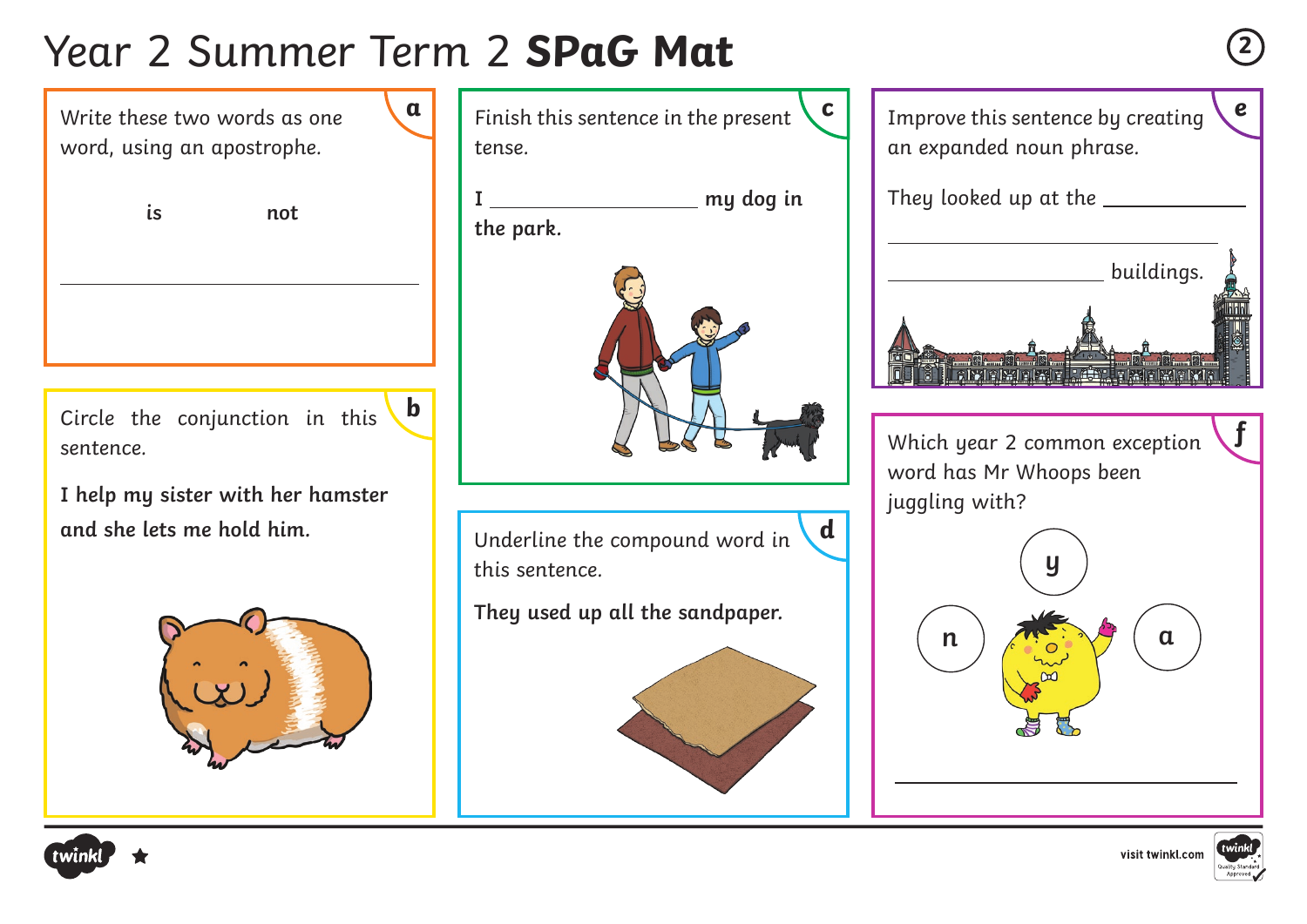# Year 2 Summer Term 2 **SPaG Mat**

## a

Write these two words as one word, using an apostrophe.

**is** **not**

______________________________

## b

Circle the conjunction in this sentence.

**I help my sister with her hamster and she lets me hold him.**

## c

Finish this sentence in the present tense.

**I** ______________ **my dog in the park.**

## d

Underline the compound word in this sentence.

**They used up all the sandpaper.**

## e

Improve this sentence by creating an expanded noun phrase.

They looked up at the ______________

______________________________

______________ buildings.

## f

Which year 2 common exception word has Mr Whoops been juggling with?

y

n a

______________________________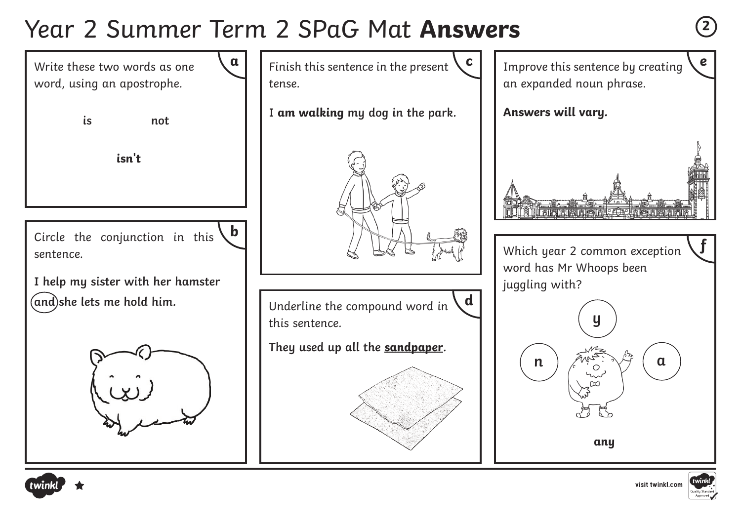# Year 2 Summer Term 2 SPaG Mat **Answers**

## a

Write these two words as one word, using an apostrophe.

**is** **not**

**isn't**

## b

Circle the conjunction in this sentence.

**I help my sister with her hamster (and) she lets me hold him.**

## c

Finish this sentence in the present tense.

**I am walking my dog in the park.**

## d

Underline the compound word in this sentence.

**They used up all the <u>sandpaper</u>.**

## e

Improve this sentence by creating an expanded noun phrase.

**Answers will vary.**

## f

Which year 2 common exception word has Mr Whoops been juggling with?

**y** **n** **a**

**any**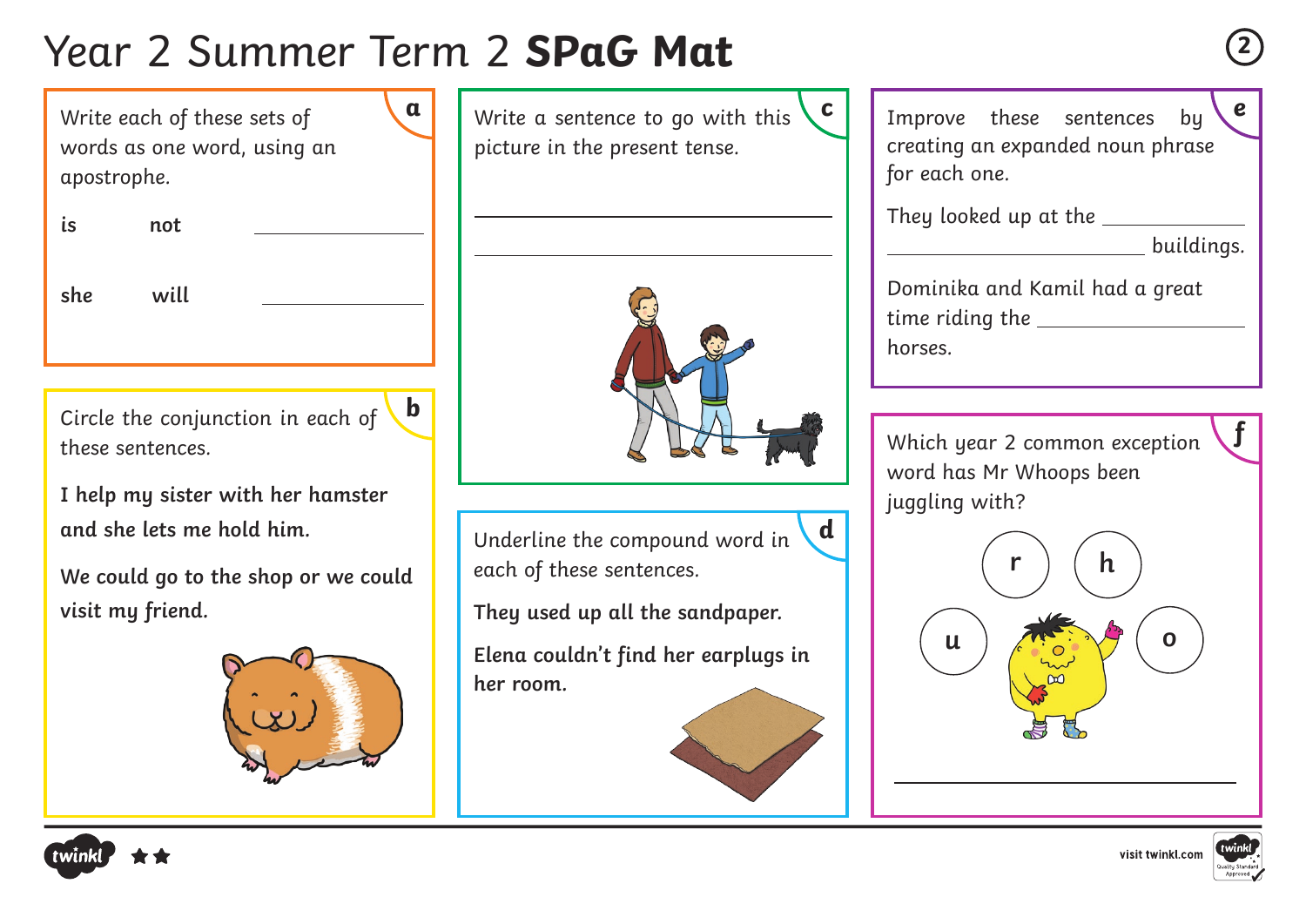# Year 2 Summer Term 2 **SPaG Mat**

## a

Write each of these sets of words as one word, using an apostrophe.

**is** **not** ____________

**she** **will** ____________

## b

Circle the conjunction in each of these sentences.

**I help my sister with her hamster and she lets me hold him.**

**We could go to the shop or we could visit my friend.**

## c

Write a sentence to go with this picture in the present tense.

______________________________

______________________________

## d

Underline the compound word in each of these sentences.

**They used up all the sandpaper.**

**Elena couldn't find her earplugs in her room.**

## e

Improve these sentences by creating an expanded noun phrase for each one.

They looked up at the ____________ ____________ buildings.

Dominika and Kamil had a great time riding the ____________ horses.

## f

Which year 2 common exception word has Mr Whoops been juggling with?

r h u o

______________________________

visit twinkl.com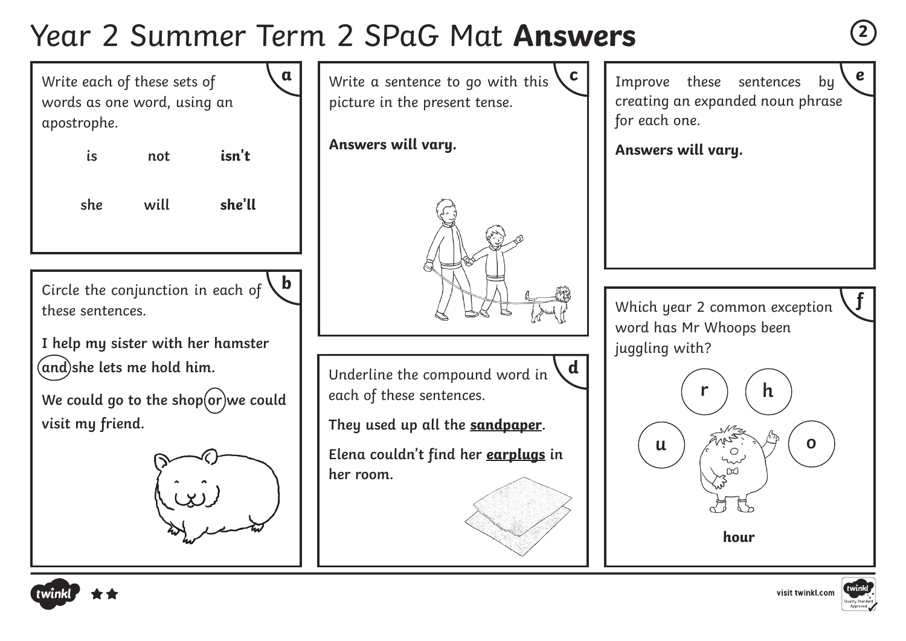# Year 2 Summer Term 2 SPaG Mat **Answers**

## a

Write each of these sets of words as one word, using an apostrophe.

| | | |
|---|---|---|
| is | not | **isn't** |
| she | will | **she'll** |

## b

Circle the conjunction in each of these sentences.

**I help my sister with her hamster (and) she lets me hold him.**

**We could go to the shop (or) we could visit my friend.**

## c

Write a sentence to go with this picture in the present tense.

**Answers will vary.**

## d

Underline the compound word in each of these sentences.

**They used up all the <u>sandpaper</u>.**

**Elena couldn't find her <u>earplugs</u> in her room.**

## e

Improve these sentences by creating an expanded noun phrase for each one.

**Answers will vary.**

## f

Which year 2 common exception word has Mr Whoops been juggling with?

r h u o

**hour**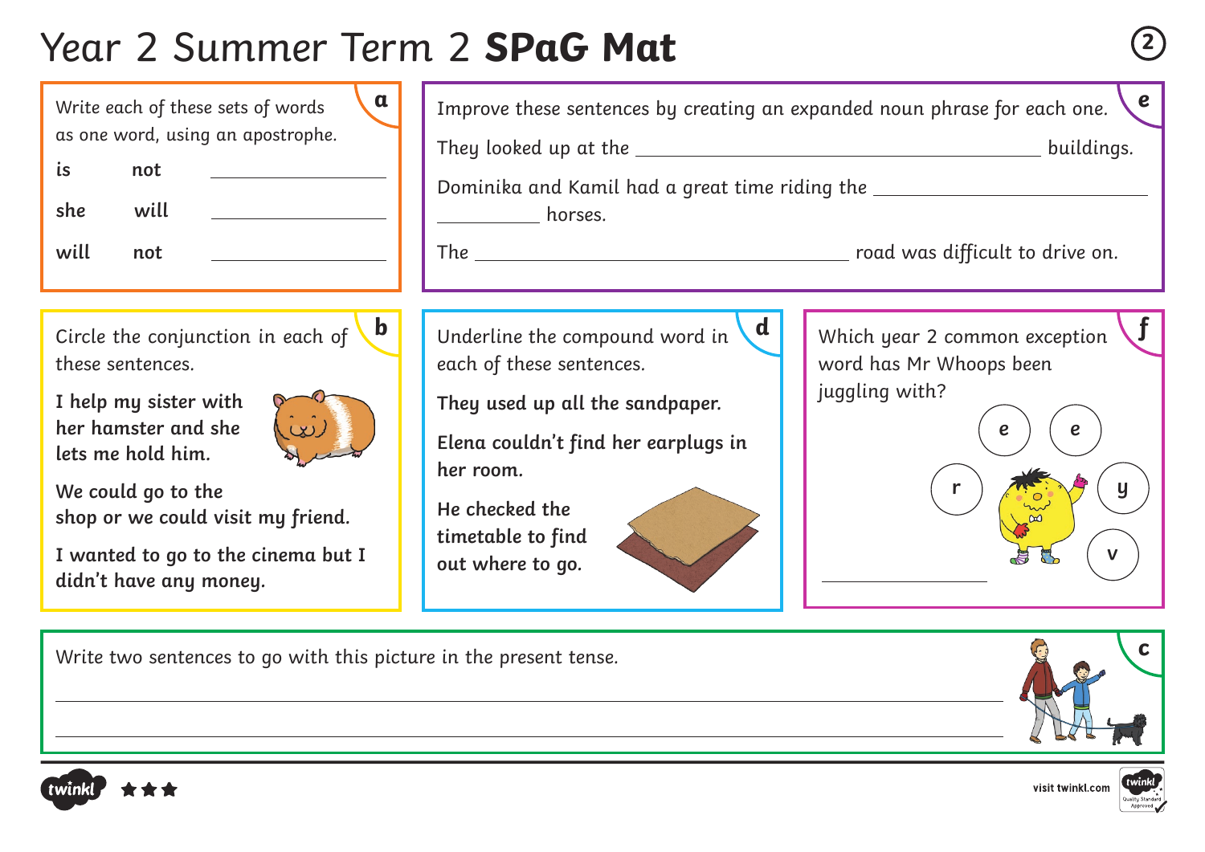# Year 2 Summer Term 2 **SPaG Mat**

## a

Write each of these sets of words as one word, using an apostrophe.

**is** **not** ____________

**she** **will** ____________

**will** **not** ____________

## e

Improve these sentences by creating an expanded noun phrase for each one.

They looked up at the ______________________ buildings.

Dominika and Kamil had a great time riding the ______________________ horses.

The ______________________ road was difficult to drive on.

## b

Circle the conjunction in each of these sentences.

**I help my sister with her hamster and she lets me hold him.**

**We could go to the shop or we could visit my friend.**

**I wanted to go to the cinema but I didn't have any money.**

## d

Underline the compound word in each of these sentences.

**They used up all the sandpaper.**

**Elena couldn't find her earplugs in her room.**

**He checked the timetable to find out where to go.**

## f

Which year 2 common exception word has Mr Whoops been juggling with?

e e r y v

____________

## c

Write two sentences to go with this picture in the present tense.

______________________________________________

______________________________________________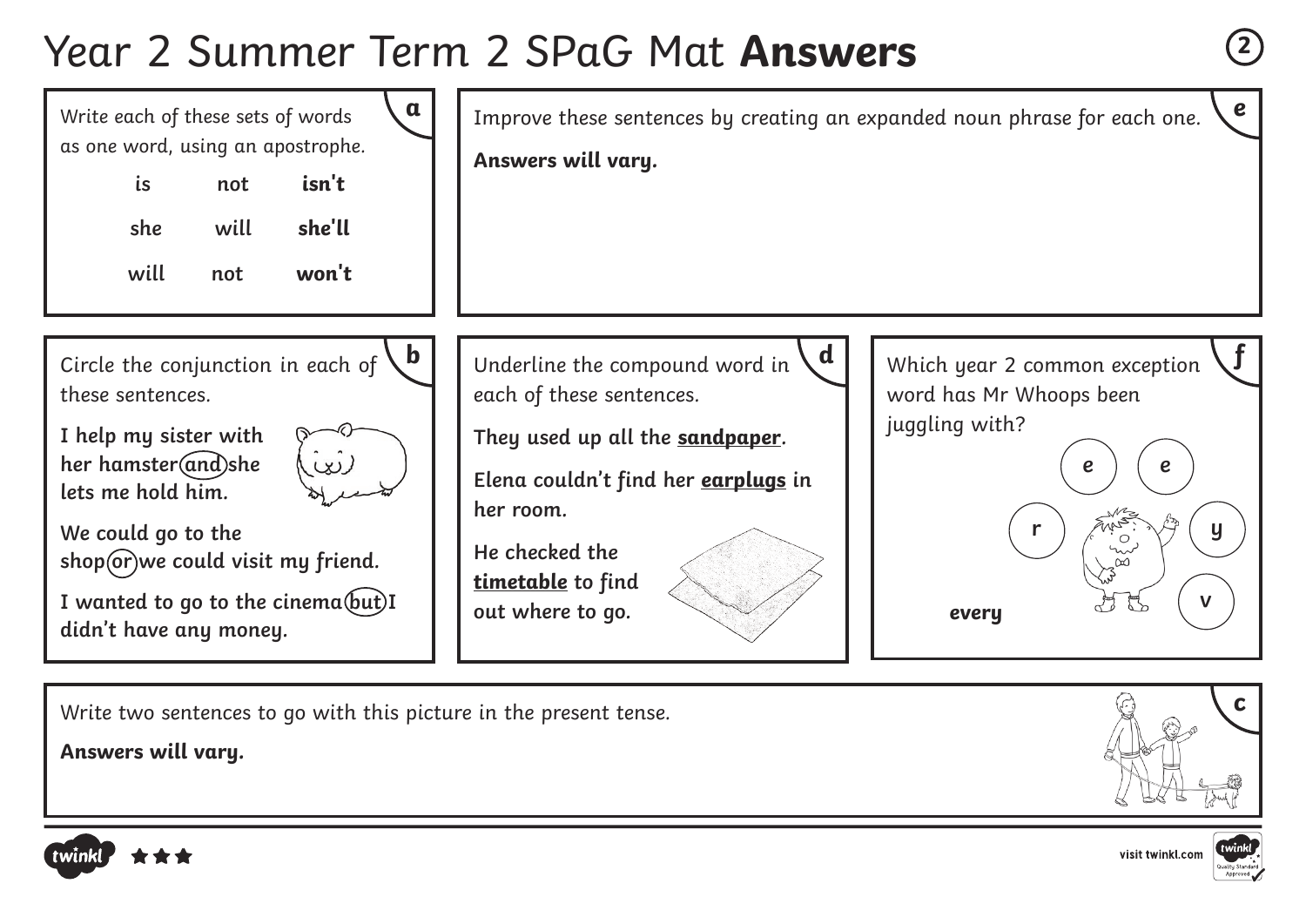# Year 2 Summer Term 2 SPaG Mat **Answers**

## a

Write each of these sets of words as one word, using an apostrophe.

| | | |
|---|---|---|
| is | not | **isn't** |
| she | will | **she'll** |
| will | not | **won't** |

## e

Improve these sentences by creating an expanded noun phrase for each one.

**Answers will vary.**

## b

Circle the conjunction in each of these sentences.

**I help my sister with her hamster (and) she lets me hold him.**

**We could go to the shop (or) we could visit my friend.**

**I wanted to go to the cinema (but) I didn't have any money.**

## d

Underline the compound word in each of these sentences.

**They used up all the <u>sandpaper</u>.**

**Elena couldn't find her <u>earplugs</u> in her room.**

**He checked the <u>timetable</u> to find out where to go.**

## f

Which year 2 common exception word has Mr Whoops been juggling with?

e e r y v

**every**

## c

Write two sentences to go with this picture in the present tense.

**Answers will vary.**